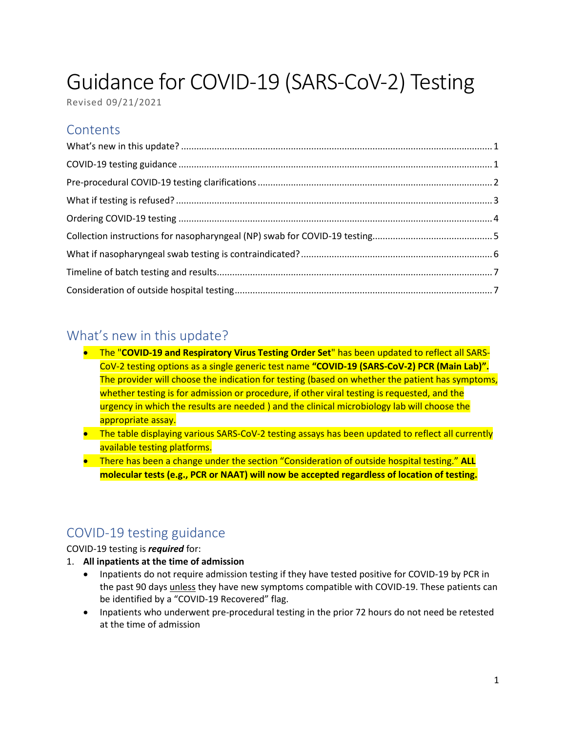# Guidance for COVID-19 (SARS-CoV-2) Testing

Revised 09/21/2021

## Contents

What's new in this update? ........................................................................................................ 1
COVID-19 testing guidance ........................................................................................................ 1
Pre-procedural COVID-19 testing clarifications ........................................................................ 2
What if testing is refused? ......................................................................................................... 3
Ordering COVID-19 testing ........................................................................................................ 4
Collection instructions for nasopharyngeal (NP) swab for COVID-19 testing ............................ 5
What if nasopharyngeal swab testing is contraindicated? ......................................................... 6
Timeline of batch testing and results ........................................................................................ 7
Consideration of outside hospital testing .................................................................................. 7

## What's new in this update?

- The "**COVID-19 and Respiratory Virus Testing Order Set**" has been updated to reflect all SARS-CoV-2 testing options as a single generic test name **"COVID-19 (SARS-CoV-2) PCR (Main Lab)".** The provider will choose the indication for testing (based on whether the patient has symptoms, whether testing is for admission or procedure, if other viral testing is requested, and the urgency in which the results are needed ) and the clinical microbiology lab will choose the appropriate assay.
- The table displaying various SARS-CoV-2 testing assays has been updated to reflect all currently available testing platforms.
- There has been a change under the section "Consideration of outside hospital testing." **ALL molecular tests (e.g., PCR or NAAT) will now be accepted regardless of location of testing.**

## COVID-19 testing guidance

COVID-19 testing is ***required*** for:

1. **All inpatients at the time of admission**
   - Inpatients do not require admission testing if they have tested positive for COVID-19 by PCR in the past 90 days unless they have new symptoms compatible with COVID-19. These patients can be identified by a "COVID-19 Recovered" flag.
   - Inpatients who underwent pre-procedural testing in the prior 72 hours do not need be retested at the time of admission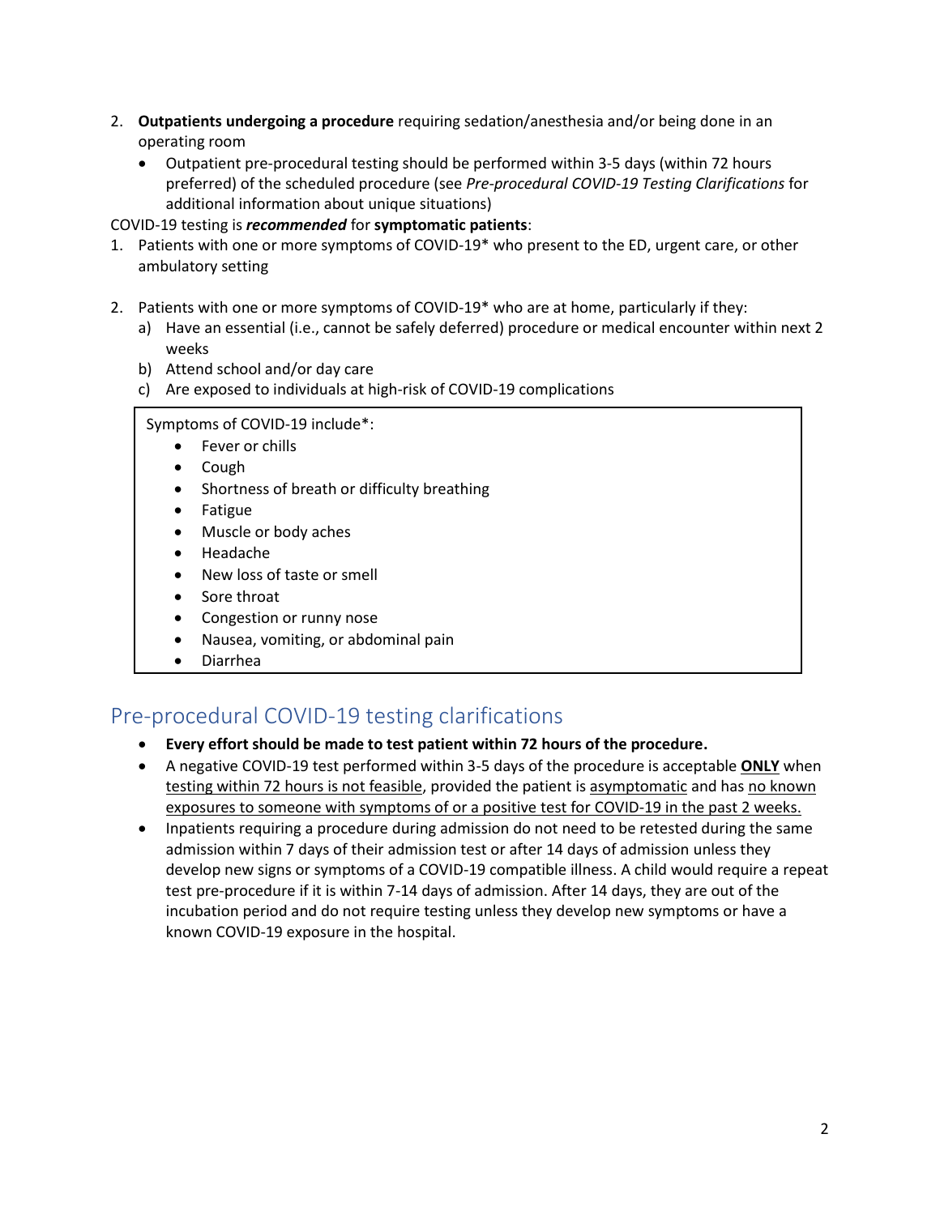2. **Outpatients undergoing a procedure** requiring sedation/anesthesia and/or being done in an operating room
   - Outpatient pre-procedural testing should be performed within 3-5 days (within 72 hours preferred) of the scheduled procedure (see *Pre-procedural COVID-19 Testing Clarifications* for additional information about unique situations)

COVID-19 testing is ***recommended*** for **symptomatic patients**:

1. Patients with one or more symptoms of COVID-19* who present to the ED, urgent care, or other ambulatory setting

2. Patients with one or more symptoms of COVID-19* who are at home, particularly if they:
   a) Have an essential (i.e., cannot be safely deferred) procedure or medical encounter within next 2 weeks
   b) Attend school and/or day care
   c) Are exposed to individuals at high-risk of COVID-19 complications

Symptoms of COVID-19 include*:

- Fever or chills
- Cough
- Shortness of breath or difficulty breathing
- Fatigue
- Muscle or body aches
- Headache
- New loss of taste or smell
- Sore throat
- Congestion or runny nose
- Nausea, vomiting, or abdominal pain
- Diarrhea

## Pre-procedural COVID-19 testing clarifications

- **Every effort should be made to test patient within 72 hours of the procedure.**
- A negative COVID-19 test performed within 3-5 days of the procedure is acceptable **ONLY** when testing within 72 hours is not feasible, provided the patient is asymptomatic and has no known exposures to someone with symptoms of or a positive test for COVID-19 in the past 2 weeks.
- Inpatients requiring a procedure during admission do not need to be retested during the same admission within 7 days of their admission test or after 14 days of admission unless they develop new signs or symptoms of a COVID-19 compatible illness. A child would require a repeat test pre-procedure if it is within 7-14 days of admission. After 14 days, they are out of the incubation period and do not require testing unless they develop new symptoms or have a known COVID-19 exposure in the hospital.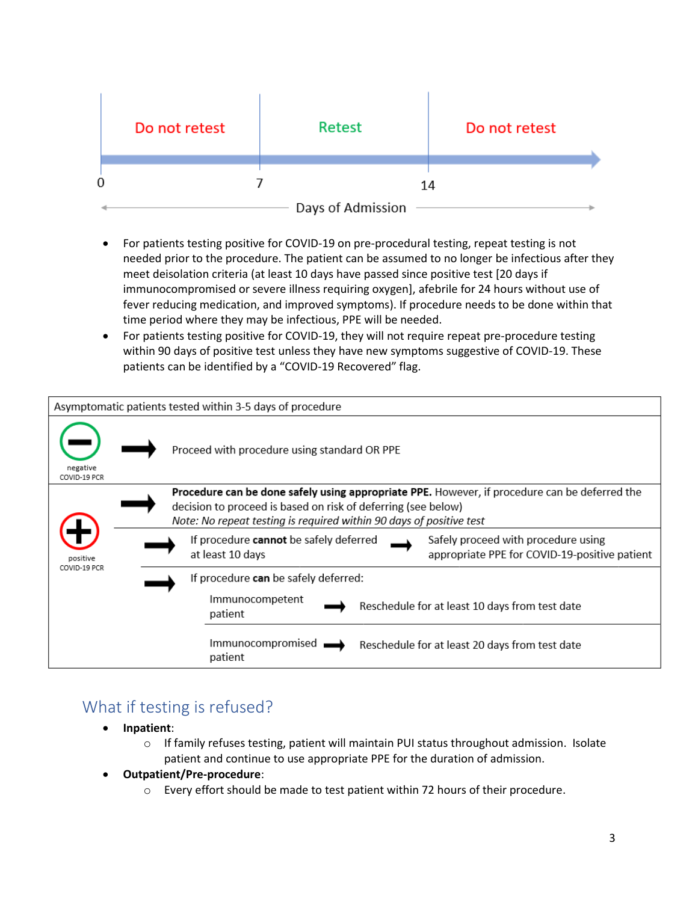| Do not retest | Retest | Do not retest |
|---|---|---|
| 0–7 | 7–14 | 14+ |

Days of Admission

- For patients testing positive for COVID-19 on pre-procedural testing, repeat testing is not needed prior to the procedure. The patient can be assumed to no longer be infectious after they meet deisolation criteria (at least 10 days have passed since positive test [20 days if immunocompromised or severe illness requiring oxygen], afebrile for 24 hours without use of fever reducing medication, and improved symptoms). If procedure needs to be done within that time period where they may be infectious, PPE will be needed.
- For patients testing positive for COVID-19, they will not require repeat pre-procedure testing within 90 days of positive test unless they have new symptoms suggestive of COVID-19. These patients can be identified by a "COVID-19 Recovered" flag.

| Asymptomatic patients tested within 3-5 days of procedure | |
|---|---|
| negative COVID-19 PCR | → Proceed with procedure using standard OR PPE |
| positive COVID-19 PCR | → **Procedure can be done safely using appropriate PPE.** However, if procedure can be deferred the decision to proceed is based on risk of deferring (see below)<br>*Note: No repeat testing is required within 90 days of positive test* |
| | → If procedure **cannot** be safely deferred at least 10 days → Safely proceed with procedure using appropriate PPE for COVID-19-positive patient |
| | → If procedure **can** be safely deferred:<br>Immunocompetent patient → Reschedule for at least 10 days from test date<br>Immunocompromised patient → Reschedule for at least 20 days from test date |

## What if testing is refused?

- **Inpatient**:
  - If family refuses testing, patient will maintain PUI status throughout admission. Isolate patient and continue to use appropriate PPE for the duration of admission.
- **Outpatient/Pre-procedure**:
  - Every effort should be made to test patient within 72 hours of their procedure.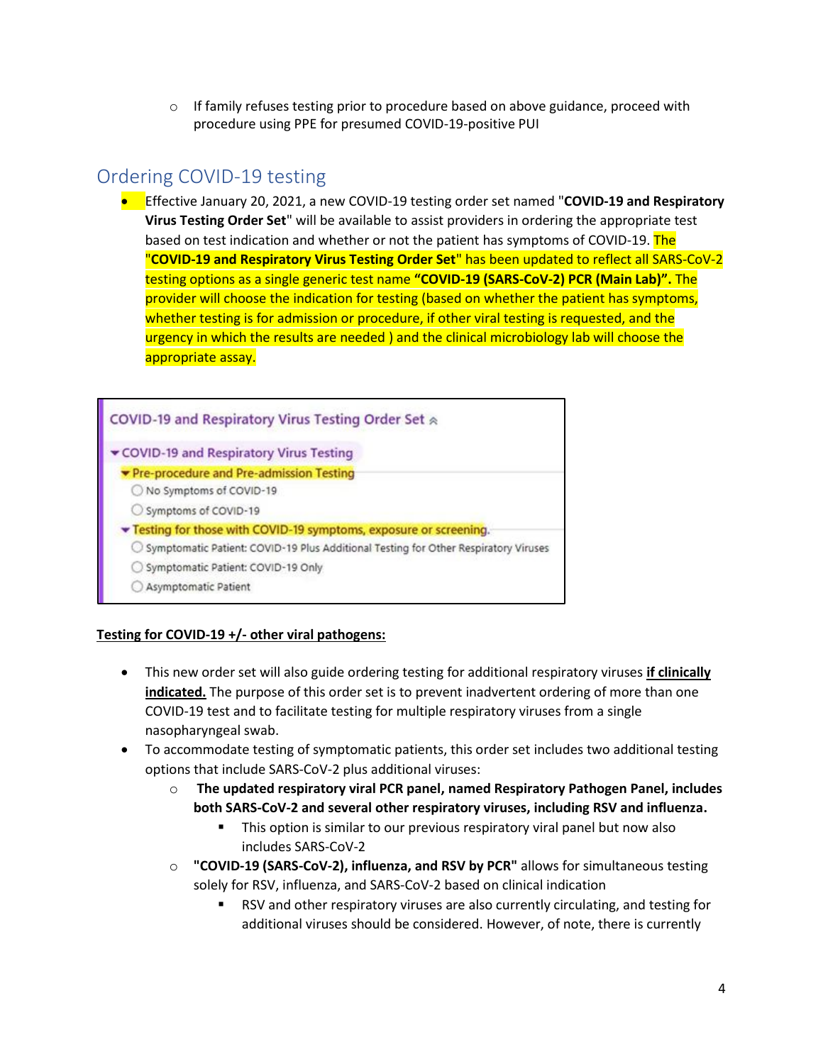- If family refuses testing prior to procedure based on above guidance, proceed with procedure using PPE for presumed COVID-19-positive PUI

## Ordering COVID-19 testing

- Effective January 20, 2021, a new COVID-19 testing order set named "**COVID-19 and Respiratory Virus Testing Order Set**" will be available to assist providers in ordering the appropriate test based on test indication and whether or not the patient has symptoms of COVID-19. The "**COVID-19 and Respiratory Virus Testing Order Set**" has been updated to reflect all SARS-CoV-2 testing options as a single generic test name **"COVID-19 (SARS-CoV-2) PCR (Main Lab)".** The provider will choose the indication for testing (based on whether the patient has symptoms, whether testing is for admission or procedure, if other viral testing is requested, and the urgency in which the results are needed ) and the clinical microbiology lab will choose the appropriate assay.

COVID-19 and Respiratory Virus Testing Order Set

- COVID-19 and Respiratory Virus Testing
  - Pre-procedure and Pre-admission Testing
    - ○ No Symptoms of COVID-19
    - ○ Symptoms of COVID-19
  - Testing for those with COVID-19 symptoms, exposure or screening.
    - ○ Symptomatic Patient: COVID-19 Plus Additional Testing for Other Respiratory Viruses
    - ○ Symptomatic Patient: COVID-19 Only
    - ○ Asymptomatic Patient

**Testing for COVID-19 +/- other viral pathogens:**

- This new order set will also guide ordering testing for additional respiratory viruses **if clinically indicated.** The purpose of this order set is to prevent inadvertent ordering of more than one COVID-19 test and to facilitate testing for multiple respiratory viruses from a single nasopharyngeal swab.
- To accommodate testing of symptomatic patients, this order set includes two additional testing options that include SARS-CoV-2 plus additional viruses:
  - **The updated respiratory viral PCR panel, named Respiratory Pathogen Panel, includes both SARS-CoV-2 and several other respiratory viruses, including RSV and influenza.**
    - This option is similar to our previous respiratory viral panel but now also includes SARS-CoV-2
  - **"COVID-19 (SARS-CoV-2), influenza, and RSV by PCR"** allows for simultaneous testing solely for RSV, influenza, and SARS-CoV-2 based on clinical indication
    - RSV and other respiratory viruses are also currently circulating, and testing for additional viruses should be considered. However, of note, there is currently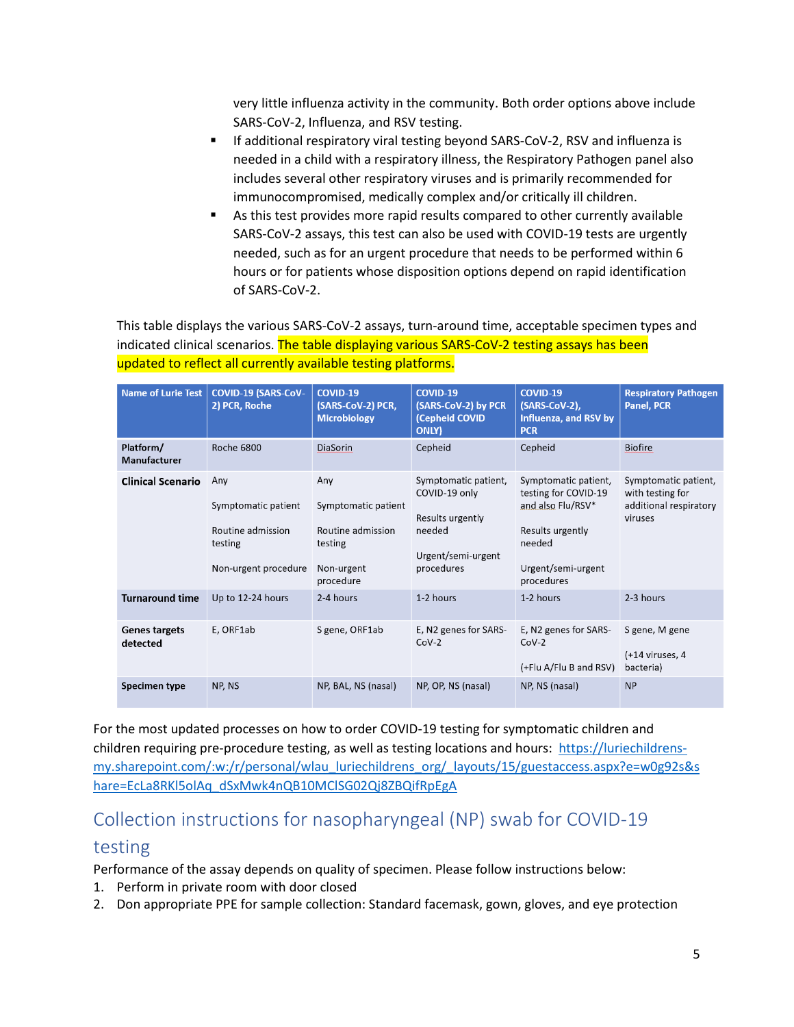very little influenza activity in the community. Both order options above include SARS-CoV-2, Influenza, and RSV testing.

- If additional respiratory viral testing beyond SARS-CoV-2, RSV and influenza is needed in a child with a respiratory illness, the Respiratory Pathogen panel also includes several other respiratory viruses and is primarily recommended for immunocompromised, medically complex and/or critically ill children.
- As this test provides more rapid results compared to other currently available SARS-CoV-2 assays, this test can also be used with COVID-19 tests are urgently needed, such as for an urgent procedure that needs to be performed within 6 hours or for patients whose disposition options depend on rapid identification of SARS-CoV-2.

This table displays the various SARS-CoV-2 assays, turn-around time, acceptable specimen types and indicated clinical scenarios. The table displaying various SARS-CoV-2 testing assays has been updated to reflect all currently available testing platforms.

| Name of Lurie Test | COVID-19 (SARS-CoV-2) PCR, Roche | COVID-19 (SARS-CoV-2) PCR, Microbiology | COVID-19 (SARS-CoV-2) by PCR (Cepheid COVID ONLY) | COVID-19 (SARS-CoV-2), Influenza, and RSV by PCR | Respiratory Pathogen Panel, PCR |
|---|---|---|---|---|---|
| **Platform/ Manufacturer** | Roche 6800 | DiaSorin | Cepheid | Cepheid | Biofire |
| **Clinical Scenario** | Any<br><br>Symptomatic patient<br><br>Routine admission testing<br><br>Non-urgent procedure | Any<br><br>Symptomatic patient<br><br>Routine admission testing<br><br>Non-urgent procedure | Symptomatic patient, COVID-19 only<br><br>Results urgently needed<br><br>Urgent/semi-urgent procedures | Symptomatic patient, testing for COVID-19 and also Flu/RSV*<br><br>Results urgently needed<br><br>Urgent/semi-urgent procedures | Symptomatic patient, with testing for additional respiratory viruses |
| **Turnaround time** | Up to 12-24 hours | 2-4 hours | 1-2 hours | 1-2 hours | 2-3 hours |
| **Genes targets detected** | E, ORF1ab | S gene, ORF1ab | E, N2 genes for SARS-CoV-2 | E, N2 genes for SARS-CoV-2<br><br>(+Flu A/Flu B and RSV) | S gene, M gene<br><br>(+14 viruses, 4 bacteria) |
| **Specimen type** | NP, NS | NP, BAL, NS (nasal) | NP, OP, NS (nasal) | NP, NS (nasal) | NP |

For the most updated processes on how to order COVID-19 testing for symptomatic children and children requiring pre-procedure testing, as well as testing locations and hours: https://luriechildrens-my.sharepoint.com/:w:/r/personal/wlau_luriechildrens_org/_layouts/15/guestaccess.aspx?e=w0g92s&share=EcLa8RKl5olAq_dSxMwk4nQB10MClSG02Qj8ZBQifRpEgA

## Collection instructions for nasopharyngeal (NP) swab for COVID-19 testing

Performance of the assay depends on quality of specimen. Please follow instructions below:

1. Perform in private room with door closed
2. Don appropriate PPE for sample collection: Standard facemask, gown, gloves, and eye protection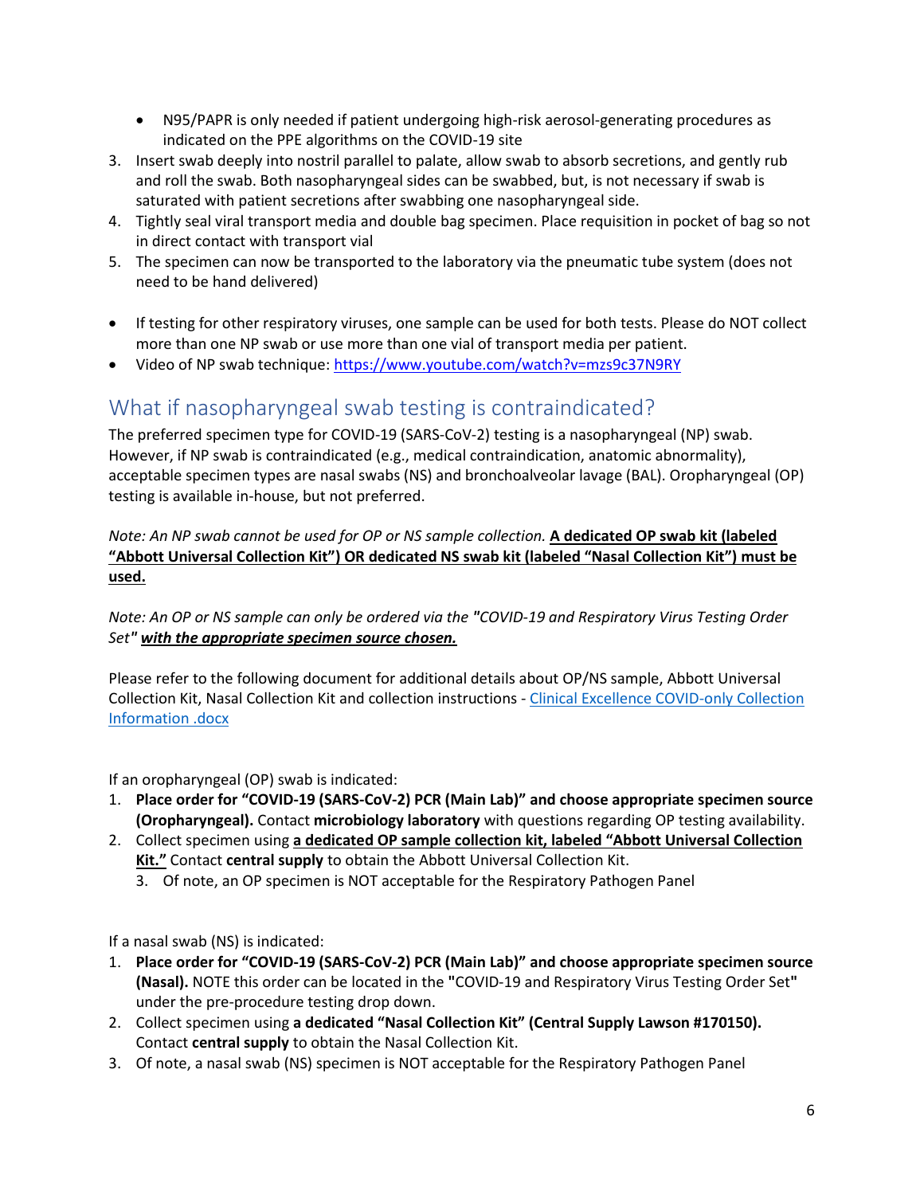- N95/PAPR is only needed if patient undergoing high-risk aerosol-generating procedures as indicated on the PPE algorithms on the COVID-19 site

3. Insert swab deeply into nostril parallel to palate, allow swab to absorb secretions, and gently rub and roll the swab. Both nasopharyngeal sides can be swabbed, but, is not necessary if swab is saturated with patient secretions after swabbing one nasopharyngeal side.
4. Tightly seal viral transport media and double bag specimen. Place requisition in pocket of bag so not in direct contact with transport vial
5. The specimen can now be transported to the laboratory via the pneumatic tube system (does not need to be hand delivered)

- If testing for other respiratory viruses, one sample can be used for both tests. Please do NOT collect more than one NP swab or use more than one vial of transport media per patient.
- Video of NP swab technique: https://www.youtube.com/watch?v=mzs9c37N9RY

## What if nasopharyngeal swab testing is contraindicated?

The preferred specimen type for COVID-19 (SARS-CoV-2) testing is a nasopharyngeal (NP) swab. However, if NP swab is contraindicated (e.g., medical contraindication, anatomic abnormality), acceptable specimen types are nasal swabs (NS) and bronchoalveolar lavage (BAL). Oropharyngeal (OP) testing is available in-house, but not preferred.

*Note: An NP swab cannot be used for OP or NS sample collection.* **A dedicated OP swab kit (labeled "Abbott Universal Collection Kit") OR dedicated NS swab kit (labeled "Nasal Collection Kit") must be used.**

*Note: An OP or NS sample can only be ordered via the* **"COVID-19 and Respiratory Virus Testing Order Set"** ***with the appropriate specimen source chosen.***

Please refer to the following document for additional details about OP/NS sample, Abbott Universal Collection Kit, Nasal Collection Kit and collection instructions - Clinical Excellence COVID-only Collection Information .docx

If an oropharyngeal (OP) swab is indicated:

1. **Place order for "COVID-19 (SARS-CoV-2) PCR (Main Lab)" and choose appropriate specimen source (Oropharyngeal).** Contact **microbiology laboratory** with questions regarding OP testing availability.
2. Collect specimen using **a dedicated OP sample collection kit, labeled "Abbott Universal Collection Kit."** Contact **central supply** to obtain the Abbott Universal Collection Kit.
    3. Of note, an OP specimen is NOT acceptable for the Respiratory Pathogen Panel

If a nasal swab (NS) is indicated:

1. **Place order for "COVID-19 (SARS-CoV-2) PCR (Main Lab)" and choose appropriate specimen source (Nasal).** NOTE this order can be located in the **"**COVID-19 and Respiratory Virus Testing Order Set**"** under the pre-procedure testing drop down.
2. Collect specimen using **a dedicated "Nasal Collection Kit" (Central Supply Lawson #170150).** Contact **central supply** to obtain the Nasal Collection Kit.
3. Of note, a nasal swab (NS) specimen is NOT acceptable for the Respiratory Pathogen Panel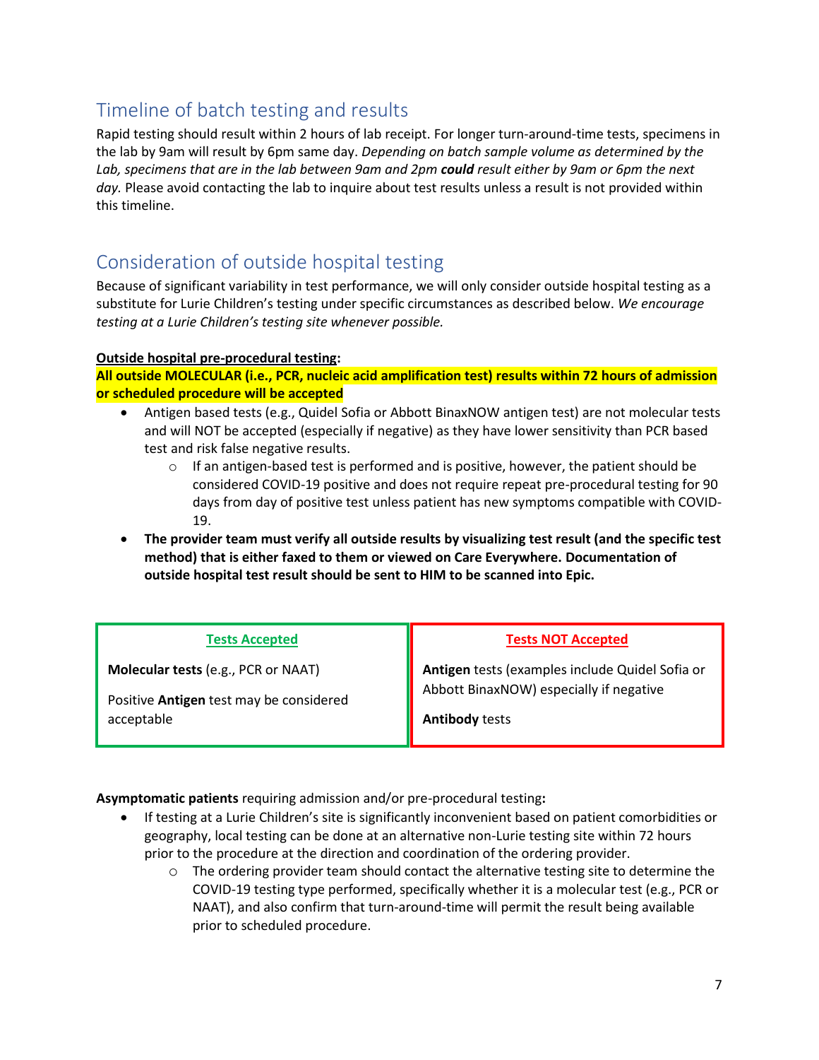## Timeline of batch testing and results

Rapid testing should result within 2 hours of lab receipt. For longer turn-around-time tests, specimens in the lab by 9am will result by 6pm same day. *Depending on batch sample volume as determined by the Lab, specimens that are in the lab between 9am and 2pm **could** result either by 9am or 6pm the next day.* Please avoid contacting the lab to inquire about test results unless a result is not provided within this timeline.

## Consideration of outside hospital testing

Because of significant variability in test performance, we will only consider outside hospital testing as a substitute for Lurie Children's testing under specific circumstances as described below. *We encourage testing at a Lurie Children's testing site whenever possible.*

**Outside hospital pre-procedural testing:**

**All outside MOLECULAR (i.e., PCR, nucleic acid amplification test) results within 72 hours of admission or scheduled procedure will be accepted**

- Antigen based tests (e.g., Quidel Sofia or Abbott BinaxNOW antigen test) are not molecular tests and will NOT be accepted (especially if negative) as they have lower sensitivity than PCR based test and risk false negative results.
    - If an antigen-based test is performed and is positive, however, the patient should be considered COVID-19 positive and does not require repeat pre-procedural testing for 90 days from day of positive test unless patient has new symptoms compatible with COVID-19.
- **The provider team must verify all outside results by visualizing test result (and the specific test method) that is either faxed to them or viewed on Care Everywhere. Documentation of outside hospital test result should be sent to HIM to be scanned into Epic.**

| Tests Accepted | Tests NOT Accepted |
|---|---|
| **Molecular tests** (e.g., PCR or NAAT) | **Antigen** tests (examples include Quidel Sofia or Abbott BinaxNOW) especially if negative |
| Positive **Antigen** test may be considered acceptable | **Antibody** tests |

**Asymptomatic patients** requiring admission and/or pre-procedural testing**:**

- If testing at a Lurie Children's site is significantly inconvenient based on patient comorbidities or geography, local testing can be done at an alternative non-Lurie testing site within 72 hours prior to the procedure at the direction and coordination of the ordering provider.
    - The ordering provider team should contact the alternative testing site to determine the COVID-19 testing type performed, specifically whether it is a molecular test (e.g., PCR or NAAT), and also confirm that turn-around-time will permit the result being available prior to scheduled procedure.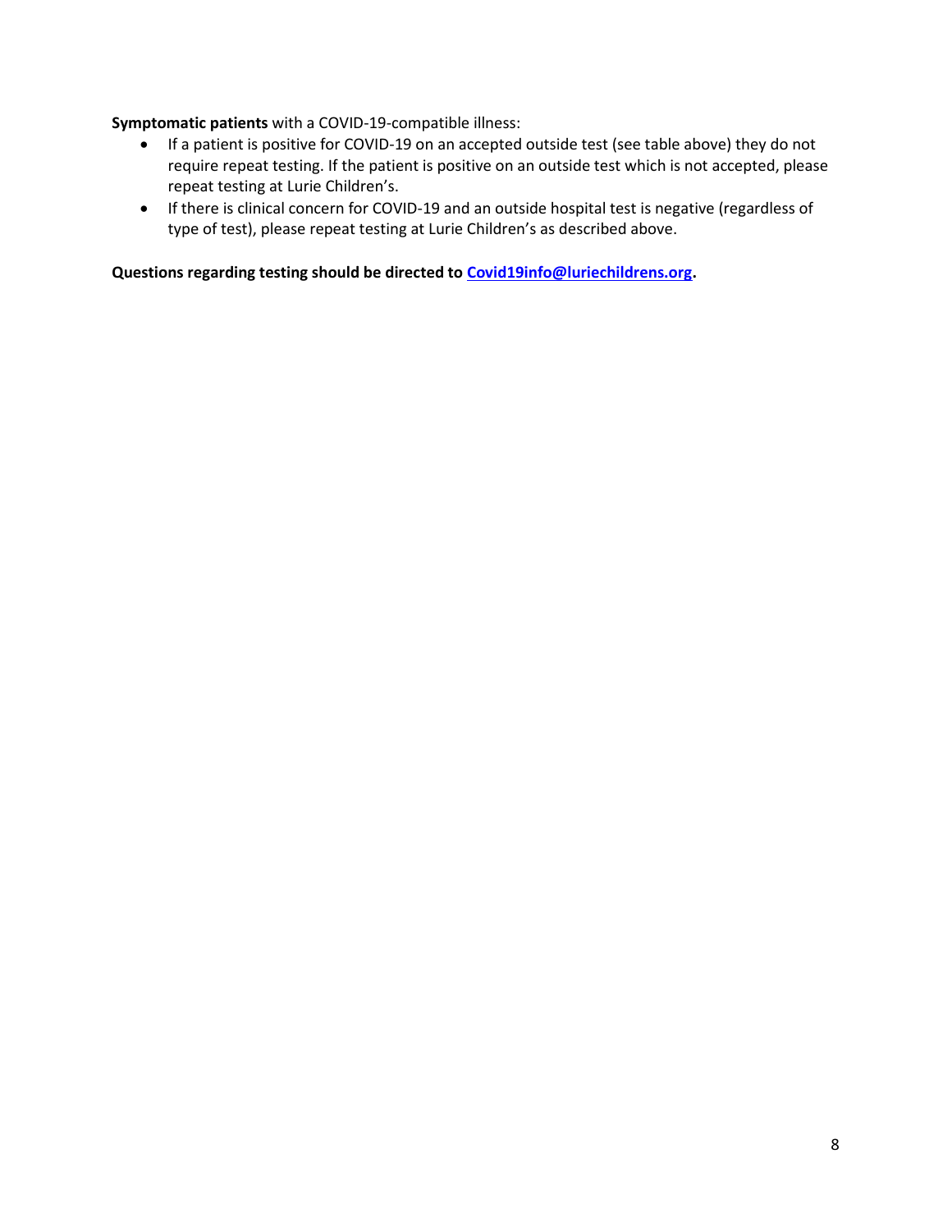**Symptomatic patients** with a COVID-19-compatible illness:

- If a patient is positive for COVID-19 on an accepted outside test (see table above) they do not require repeat testing. If the patient is positive on an outside test which is not accepted, please repeat testing at Lurie Children's.
- If there is clinical concern for COVID-19 and an outside hospital test is negative (regardless of type of test), please repeat testing at Lurie Children's as described above.

**Questions regarding testing should be directed to [Covid19info@luriechildrens.org](mailto:Covid19info@luriechildrens.org).**